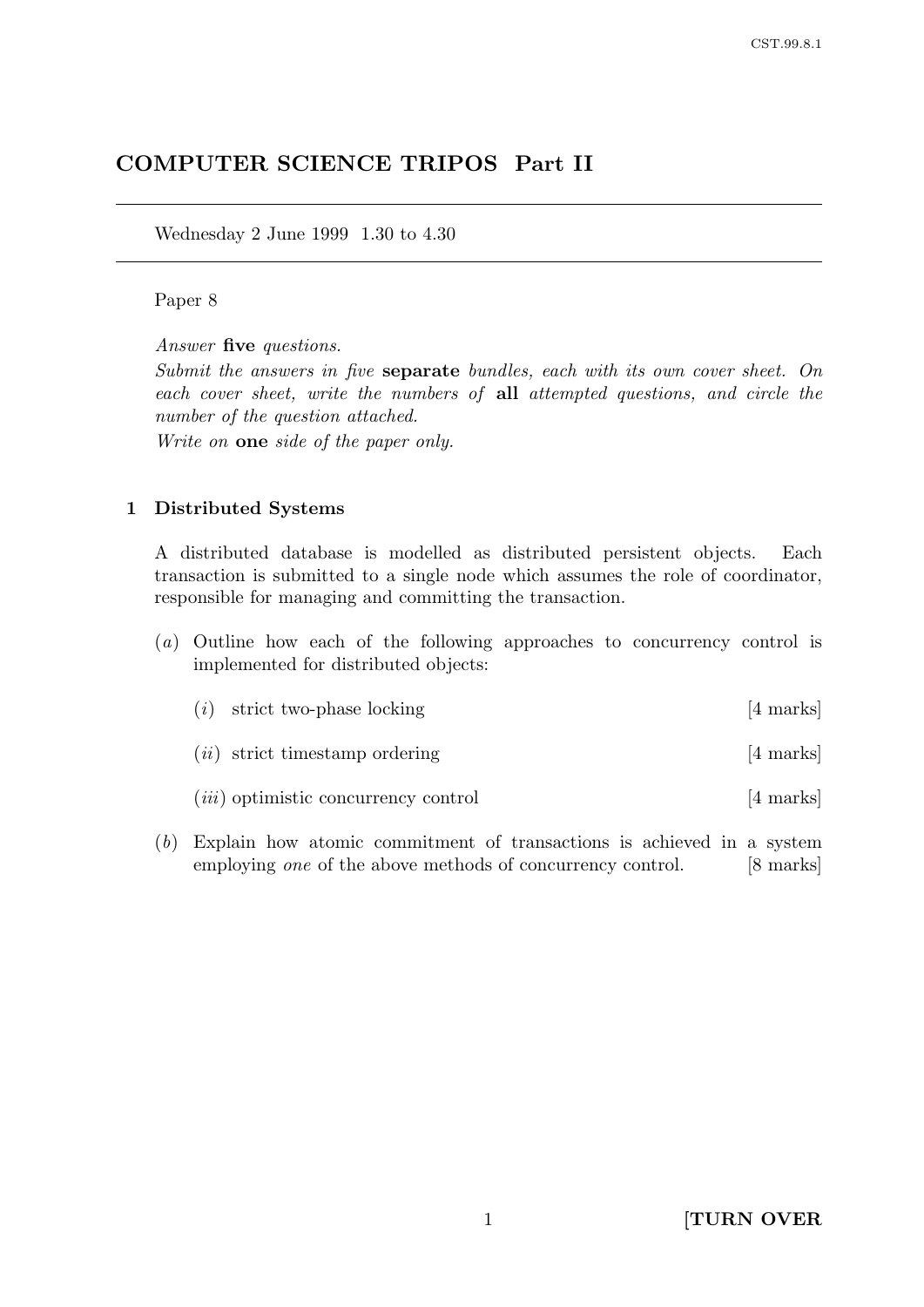# COMPUTER SCIENCE TRIPOS Part II

Wednesday 2 June 1999 1.30 to 4.30

Paper 8

*Answer* **five** *questions.*

*Submit the answers in five* **separate** *bundles, each with its own cover sheet. On each cover sheet, write the numbers of* **all** *attempted questions, and circle the number of the question attached.*

*Write on* **one** *side of the paper only.*

## 1 Distributed Systems

A distributed database is modelled as distributed persistent objects. Each transaction is submitted to a single node which assumes the role of coordinator, responsible for managing and committing the transaction.

(*a*) Outline how each of the following approaches to concurrency control is implemented for distributed objects:

(*i*) strict two-phase locking [4 marks]

(*ii*) strict timestamp ordering [4 marks]

(*iii*) optimistic concurrency control [4 marks]

(*b*) Explain how atomic commitment of transactions is achieved in a system employing *one* of the above methods of concurrency control. [8 marks]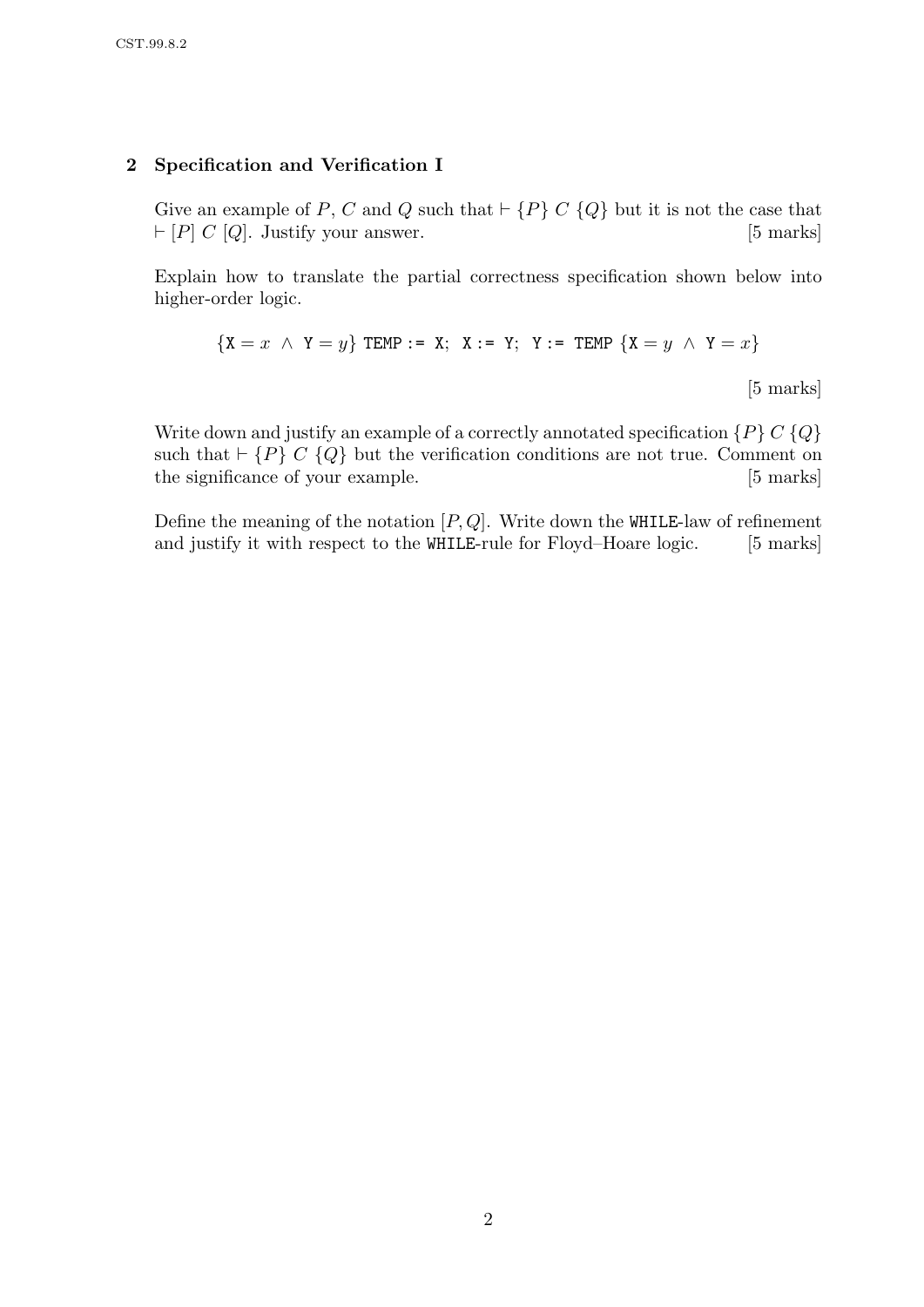## 2 Specification and Verification I

Give an example of $P$, $C$ and $Q$ such that $\vdash \{P\}\ C\ \{Q\}$ but it is not the case that $\vdash [P]\ C\ [Q]$. Justify your answer. [5 marks]

Explain how to translate the partial correctness specification shown below into higher-order logic.

$$\{\texttt{X} = x\ \wedge\ \texttt{Y} = y\}\ \texttt{TEMP := X;\ \ X := Y;\ \ Y := TEMP}\ \{\texttt{X} = y\ \wedge\ \texttt{Y} = x\}$$

[5 marks]

Write down and justify an example of a correctly annotated specification $\{P\}\ C\ \{Q\}$ such that $\vdash \{P\}\ C\ \{Q\}$ but the verification conditions are not true. Comment on the significance of your example. [5 marks]

Define the meaning of the notation $[P, Q]$. Write down the `WHILE`-law of refinement and justify it with respect to the `WHILE`-rule for Floyd–Hoare logic. [5 marks]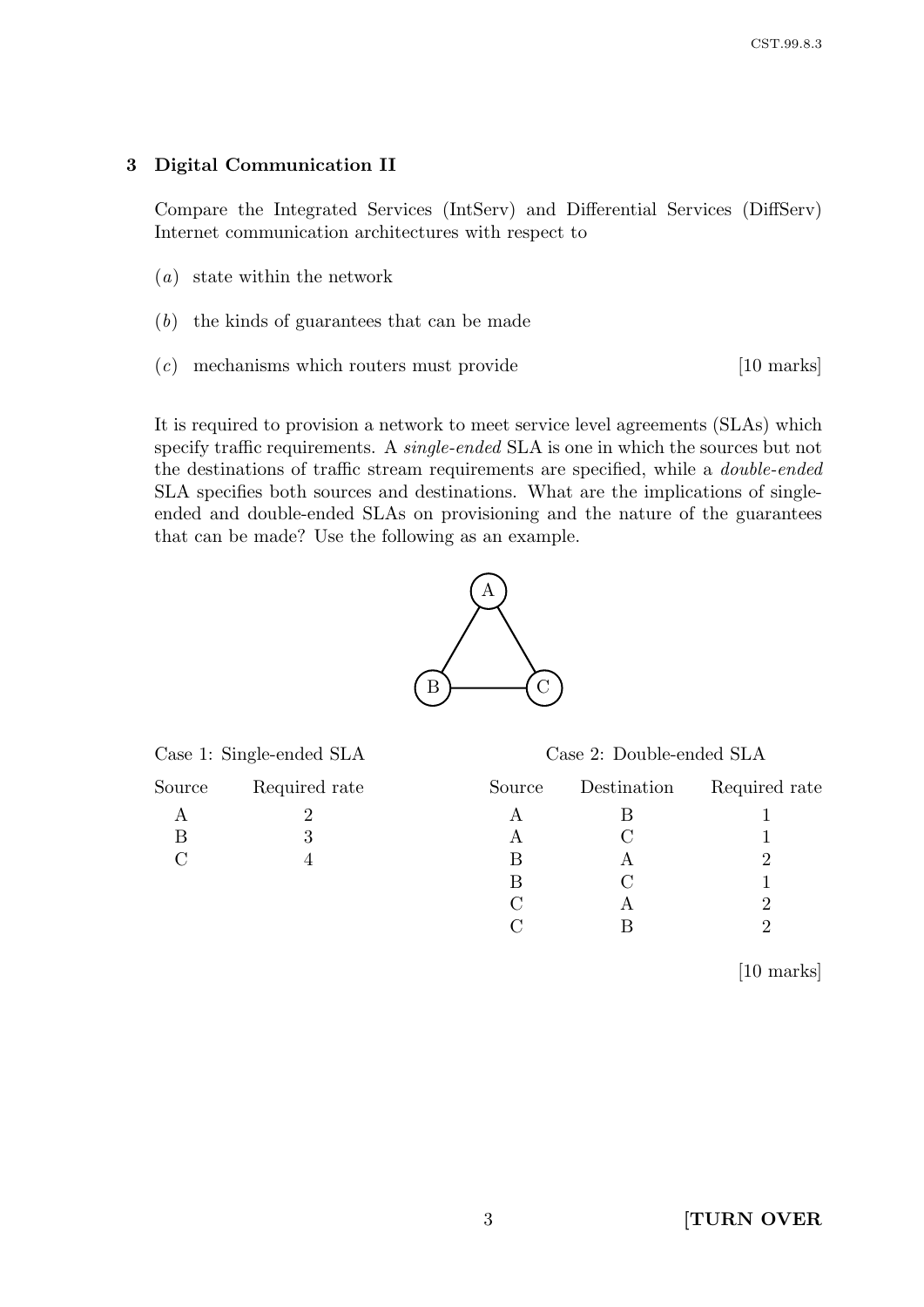## 3 Digital Communication II

Compare the Integrated Services (IntServ) and Differential Services (DiffServ) Internet communication architectures with respect to

(*a*) state within the network

(*b*) the kinds of guarantees that can be made

(*c*) mechanisms which routers must provide [10 marks]

It is required to provision a network to meet service level agreements (SLAs) which specify traffic requirements. A *single-ended* SLA is one in which the sources but not the destinations of traffic stream requirements are specified, while a *double-ended* SLA specifies both sources and destinations. What are the implications of single-ended and double-ended SLAs on provisioning and the nature of the guarantees that can be made? Use the following as an example.

Case 1: Single-ended SLA

| Source | Required rate |
|---|---|
| A | 2 |
| B | 3 |
| C | 4 |

Case 2: Double-ended SLA

| Source | Destination | Required rate |
|---|---|---|
| A | B | 1 |
| A | C | 1 |
| B | A | 2 |
| B | C | 1 |
| C | A | 2 |
| C | B | 2 |

[10 marks]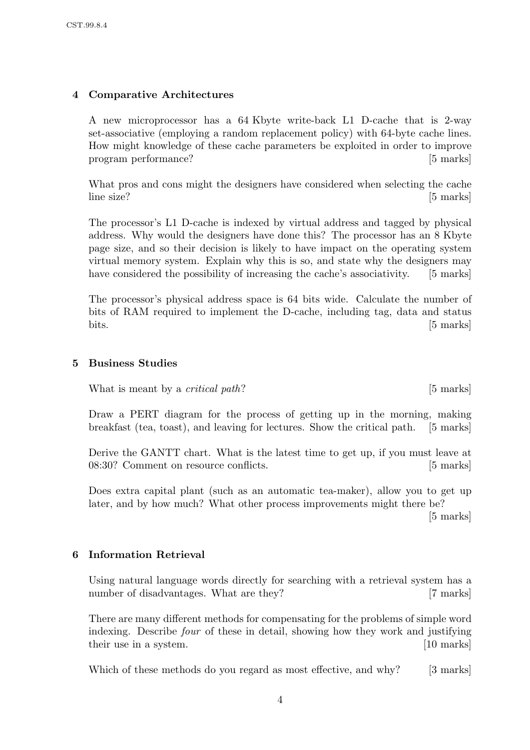## 4 Comparative Architectures

A new microprocessor has a 64 Kbyte write-back L1 D-cache that is 2-way set-associative (employing a random replacement policy) with 64-byte cache lines. How might knowledge of these cache parameters be exploited in order to improve program performance? [5 marks]

What pros and cons might the designers have considered when selecting the cache line size? [5 marks]

The processor's L1 D-cache is indexed by virtual address and tagged by physical address. Why would the designers have done this? The processor has an 8 Kbyte page size, and so their decision is likely to have impact on the operating system virtual memory system. Explain why this is so, and state why the designers may have considered the possibility of increasing the cache's associativity. [5 marks]

The processor's physical address space is 64 bits wide. Calculate the number of bits of RAM required to implement the D-cache, including tag, data and status bits. [5 marks]

## 5 Business Studies

What is meant by a *critical path*? [5 marks]

Draw a PERT diagram for the process of getting up in the morning, making breakfast (tea, toast), and leaving for lectures. Show the critical path. [5 marks]

Derive the GANTT chart. What is the latest time to get up, if you must leave at 08:30? Comment on resource conflicts. [5 marks]

Does extra capital plant (such as an automatic tea-maker), allow you to get up later, and by how much? What other process improvements might there be? [5 marks]

## 6 Information Retrieval

Using natural language words directly for searching with a retrieval system has a number of disadvantages. What are they? [7 marks]

There are many different methods for compensating for the problems of simple word indexing. Describe *four* of these in detail, showing how they work and justifying their use in a system. [10 marks]

Which of these methods do you regard as most effective, and why? [3 marks]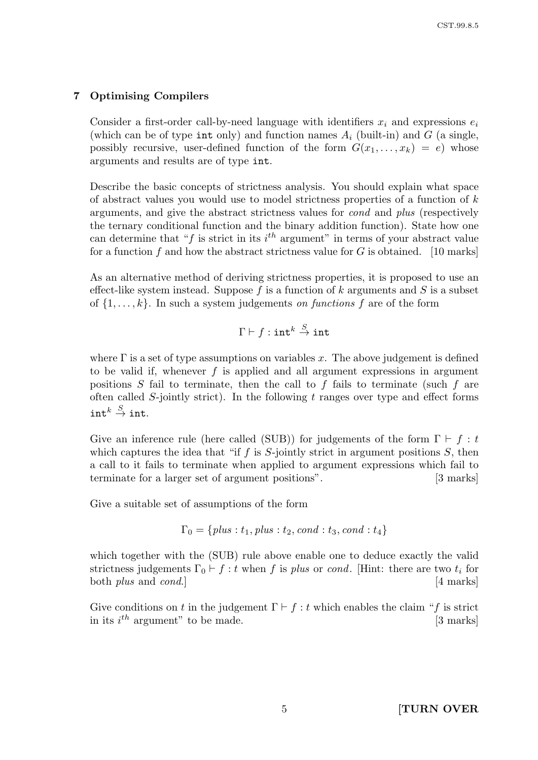## 7 Optimising Compilers

Consider a first-order call-by-need language with identifiers $x_i$ and expressions $e_i$ (which can be of type `int` only) and function names $A_i$ (built-in) and $G$ (a single, possibly recursive, user-defined function of the form $G(x_1, \ldots, x_k) = e$) whose arguments and results are of type `int`.

Describe the basic concepts of strictness analysis. You should explain what space of abstract values you would use to model strictness properties of a function of $k$ arguments, and give the abstract strictness values for *cond* and *plus* (respectively the ternary conditional function and the binary addition function). State how one can determine that "$f$ is strict in its $i^{th}$ argument" in terms of your abstract value for a function $f$ and how the abstract strictness value for $G$ is obtained. [10 marks]

As an alternative method of deriving strictness properties, it is proposed to use an effect-like system instead. Suppose $f$ is a function of $k$ arguments and $S$ is a subset of $\{1, \ldots, k\}$. In such a system judgements *on functions* $f$ are of the form

$$\Gamma \vdash f : \texttt{int}^k \xrightarrow{S} \texttt{int}$$

where $\Gamma$ is a set of type assumptions on variables $x$. The above judgement is defined to be valid if, whenever $f$ is applied and all argument expressions in argument positions $S$ fail to terminate, then the call to $f$ fails to terminate (such $f$ are often called $S$-jointly strict). In the following $t$ ranges over type and effect forms $\texttt{int}^k \xrightarrow{S} \texttt{int}$.

Give an inference rule (here called (SUB)) for judgements of the form $\Gamma \vdash f : t$ which captures the idea that "if $f$ is $S$-jointly strict in argument positions $S$, then a call to it fails to terminate when applied to argument expressions which fail to terminate for a larger set of argument positions". [3 marks]

Give a suitable set of assumptions of the form

$$\Gamma_0 = \{plus : t_1, plus : t_2, cond : t_3, cond : t_4\}$$

which together with the (SUB) rule above enable one to deduce exactly the valid strictness judgements $\Gamma_0 \vdash f : t$ when $f$ is *plus* or *cond*. [Hint: there are two $t_i$ for both *plus* and *cond*.] [4 marks]

Give conditions on $t$ in the judgement $\Gamma \vdash f : t$ which enables the claim "$f$ is strict in its $i^{th}$ argument" to be made. [3 marks]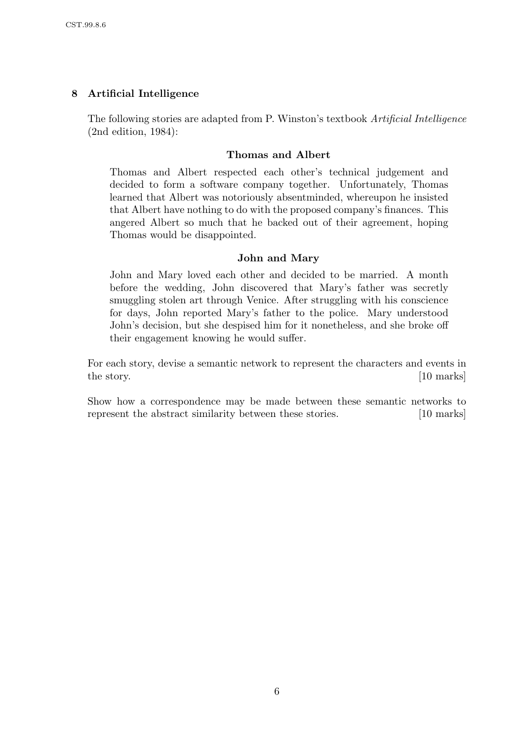## 8 Artificial Intelligence

The following stories are adapted from P. Winston's textbook *Artificial Intelligence* (2nd edition, 1984):

### Thomas and Albert

Thomas and Albert respected each other's technical judgement and decided to form a software company together. Unfortunately, Thomas learned that Albert was notoriously absentminded, whereupon he insisted that Albert have nothing to do with the proposed company's finances. This angered Albert so much that he backed out of their agreement, hoping Thomas would be disappointed.

### John and Mary

John and Mary loved each other and decided to be married. A month before the wedding, John discovered that Mary's father was secretly smuggling stolen art through Venice. After struggling with his conscience for days, John reported Mary's father to the police. Mary understood John's decision, but she despised him for it nonetheless, and she broke off their engagement knowing he would suffer.

For each story, devise a semantic network to represent the characters and events in the story. [10 marks]

Show how a correspondence may be made between these semantic networks to represent the abstract similarity between these stories. [10 marks]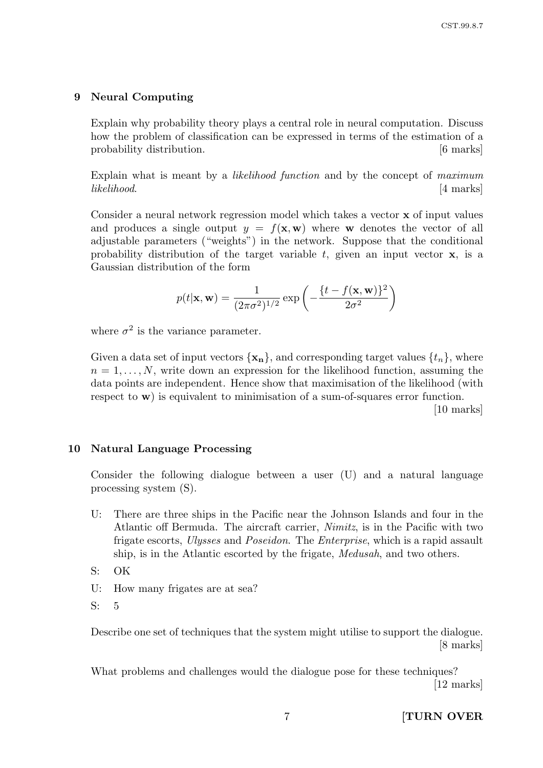## 9 Neural Computing

Explain why probability theory plays a central role in neural computation. Discuss how the problem of classification can be expressed in terms of the estimation of a probability distribution. [6 marks]

Explain what is meant by a *likelihood function* and by the concept of *maximum likelihood*. [4 marks]

Consider a neural network regression model which takes a vector $\mathbf{x}$ of input values and produces a single output $y = f(\mathbf{x}, \mathbf{w})$ where $\mathbf{w}$ denotes the vector of all adjustable parameters ("weights") in the network. Suppose that the conditional probability distribution of the target variable $t$, given an input vector $\mathbf{x}$, is a Gaussian distribution of the form

$$p(t|\mathbf{x}, \mathbf{w}) = \frac{1}{(2\pi\sigma^2)^{1/2}} \exp\left(-\frac{\{t - f(\mathbf{x}, \mathbf{w})\}^2}{2\sigma^2}\right)$$

where $\sigma^2$ is the variance parameter.

Given a data set of input vectors $\{\mathbf{x_n}\}$, and corresponding target values $\{t_n\}$, where $n = 1, \ldots, N$, write down an expression for the likelihood function, assuming the data points are independent. Hence show that maximisation of the likelihood (with respect to $\mathbf{w}$) is equivalent to minimisation of a sum-of-squares error function. [10 marks]

## 10 Natural Language Processing

Consider the following dialogue between a user (U) and a natural language processing system (S).

U: There are three ships in the Pacific near the Johnson Islands and four in the Atlantic off Bermuda. The aircraft carrier, *Nimitz*, is in the Pacific with two frigate escorts, *Ulysses* and *Poseidon*. The *Enterprise*, which is a rapid assault ship, is in the Atlantic escorted by the frigate, *Medusah*, and two others.

S: OK

U: How many frigates are at sea?

S: 5

Describe one set of techniques that the system might utilise to support the dialogue. [8 marks]

What problems and challenges would the dialogue pose for these techniques? [12 marks]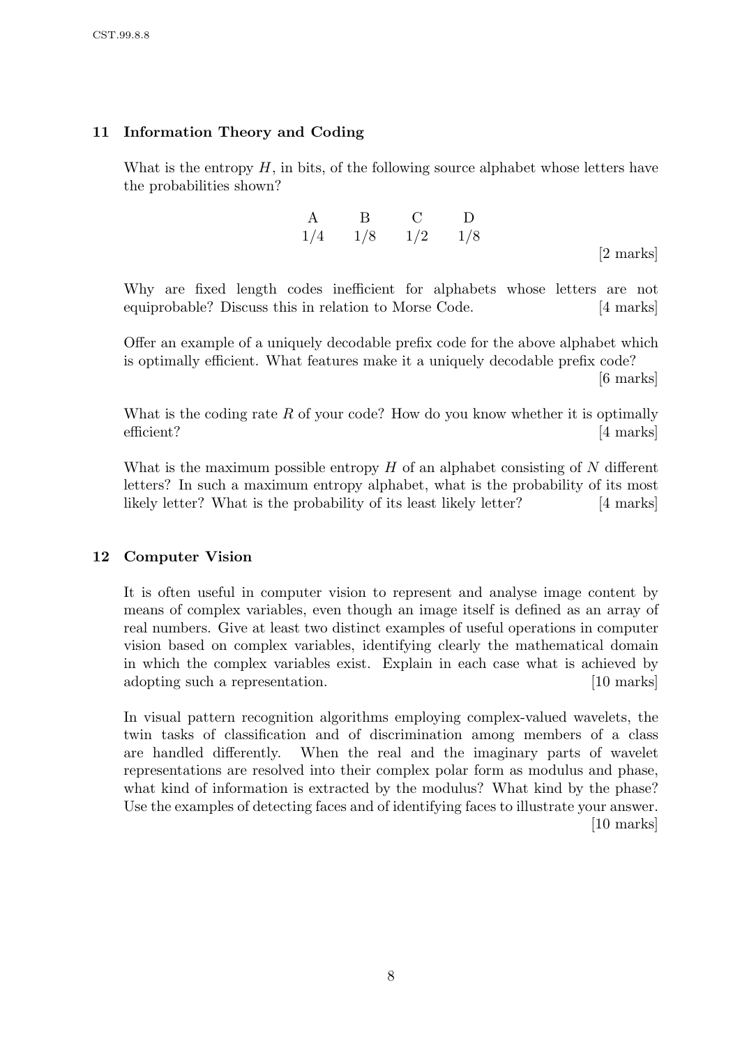## 11 Information Theory and Coding

What is the entropy $H$, in bits, of the following source alphabet whose letters have the probabilities shown?

| A | B | C | D |
|---|---|---|---|
| 1/4 | 1/8 | 1/2 | 1/8 |

[2 marks]

Why are fixed length codes inefficient for alphabets whose letters are not equiprobable? Discuss this in relation to Morse Code. [4 marks]

Offer an example of a uniquely decodable prefix code for the above alphabet which is optimally efficient. What features make it a uniquely decodable prefix code? [6 marks]

What is the coding rate $R$ of your code? How do you know whether it is optimally efficient? [4 marks]

What is the maximum possible entropy $H$ of an alphabet consisting of $N$ different letters? In such a maximum entropy alphabet, what is the probability of its most likely letter? What is the probability of its least likely letter? [4 marks]

## 12 Computer Vision

It is often useful in computer vision to represent and analyse image content by means of complex variables, even though an image itself is defined as an array of real numbers. Give at least two distinct examples of useful operations in computer vision based on complex variables, identifying clearly the mathematical domain in which the complex variables exist. Explain in each case what is achieved by adopting such a representation. [10 marks]

In visual pattern recognition algorithms employing complex-valued wavelets, the twin tasks of classification and of discrimination among members of a class are handled differently. When the real and the imaginary parts of wavelet representations are resolved into their complex polar form as modulus and phase, what kind of information is extracted by the modulus? What kind by the phase? Use the examples of detecting faces and of identifying faces to illustrate your answer. [10 marks]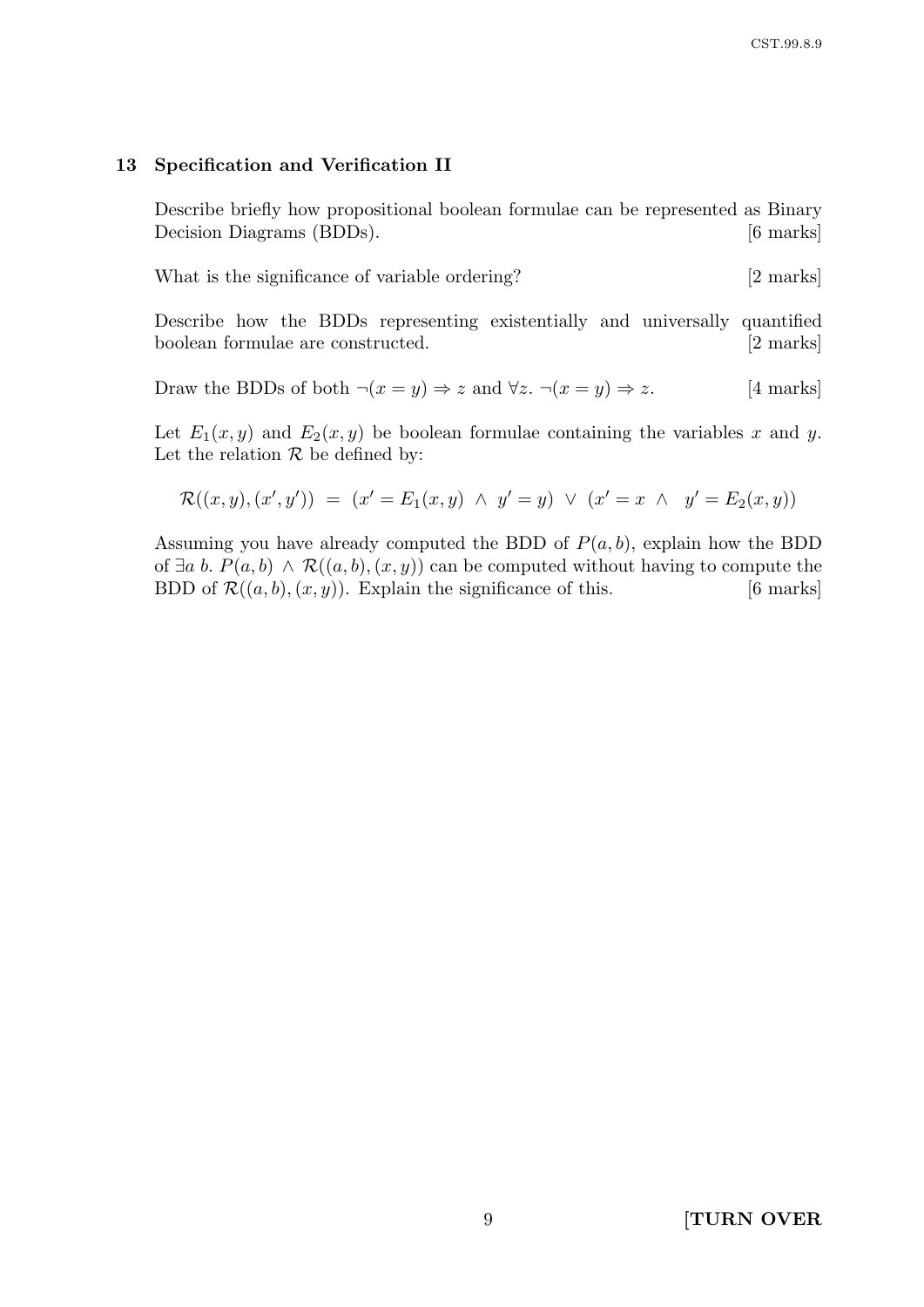## 13 Specification and Verification II

Describe briefly how propositional boolean formulae can be represented as Binary Decision Diagrams (BDDs). [6 marks]

What is the significance of variable ordering? [2 marks]

Describe how the BDDs representing existentially and universally quantified boolean formulae are constructed. [2 marks]

Draw the BDDs of both $\neg(x = y) \Rightarrow z$ and $\forall z.\ \neg(x = y) \Rightarrow z$. [4 marks]

Let $E_1(x, y)$ and $E_2(x, y)$ be boolean formulae containing the variables $x$ and $y$. Let the relation $\mathcal{R}$ be defined by:

$$\mathcal{R}((x, y), (x', y')) \;=\; (x' = E_1(x, y) \;\wedge\; y' = y) \;\vee\; (x' = x \;\wedge\; y' = E_2(x, y))$$

Assuming you have already computed the BDD of $P(a, b)$, explain how the BDD of $\exists a\ b.\ P(a, b) \wedge \mathcal{R}((a, b), (x, y))$ can be computed without having to compute the BDD of $\mathcal{R}((a, b), (x, y))$. Explain the significance of this. [6 marks]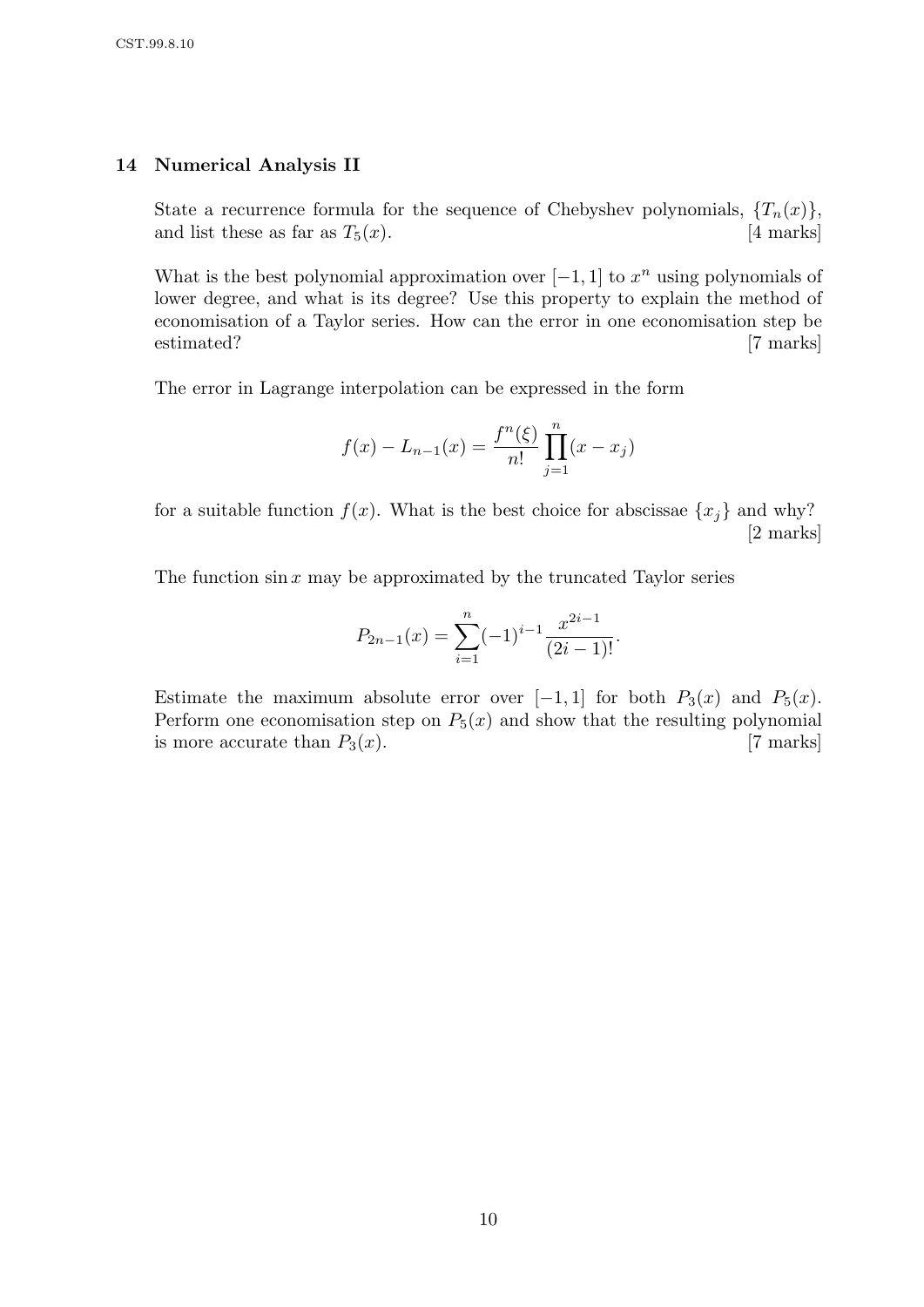## 14 Numerical Analysis II

State a recurrence formula for the sequence of Chebyshev polynomials, $\{T_n(x)\}$, and list these as far as $T_5(x)$. [4 marks]

What is the best polynomial approximation over $[-1, 1]$ to $x^n$ using polynomials of lower degree, and what is its degree? Use this property to explain the method of economisation of a Taylor series. How can the error in one economisation step be estimated? [7 marks]

The error in Lagrange interpolation can be expressed in the form

$$f(x) - L_{n-1}(x) = \frac{f^n(\xi)}{n!} \prod_{j=1}^{n} (x - x_j)$$

for a suitable function $f(x)$. What is the best choice for abscissae $\{x_j\}$ and why? [2 marks]

The function $\sin x$ may be approximated by the truncated Taylor series

$$P_{2n-1}(x) = \sum_{i=1}^{n} (-1)^{i-1} \frac{x^{2i-1}}{(2i-1)!}.$$

Estimate the maximum absolute error over $[-1, 1]$ for both $P_3(x)$ and $P_5(x)$. Perform one economisation step on $P_5(x)$ and show that the resulting polynomial is more accurate than $P_3(x)$. [7 marks]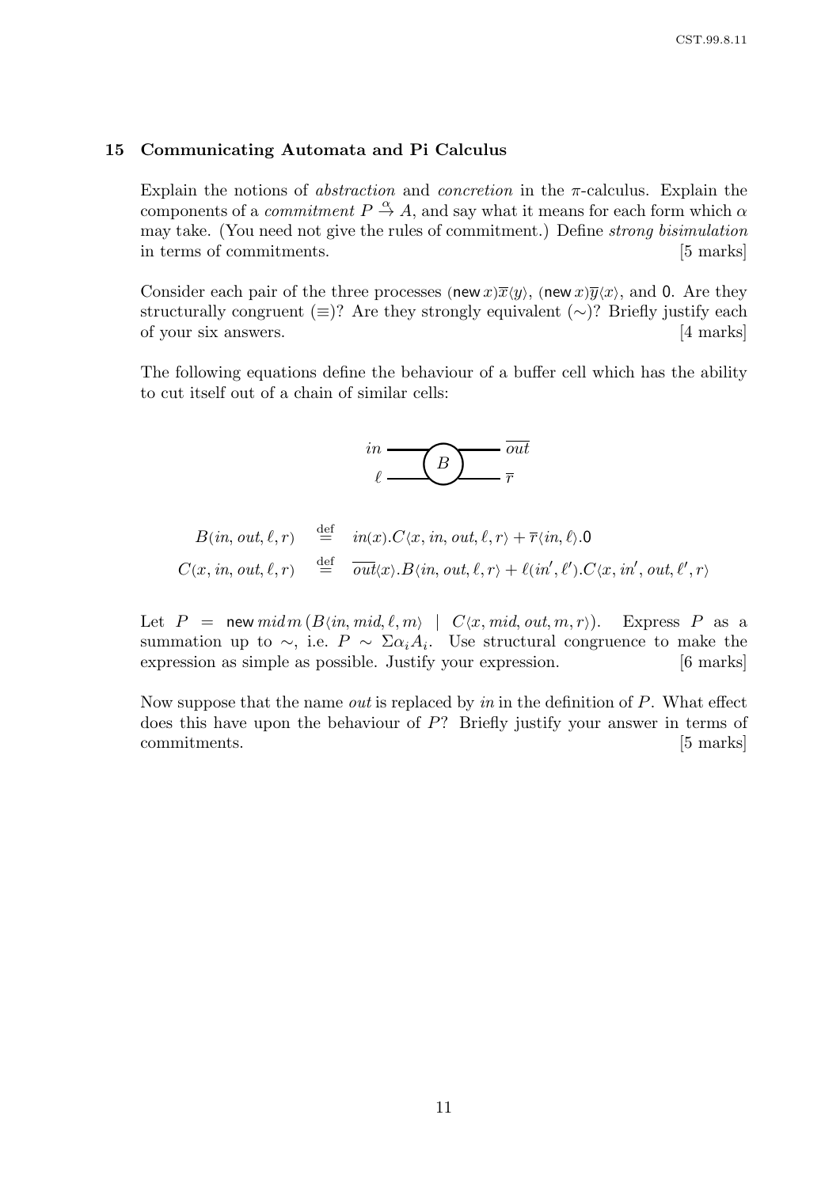## 15 Communicating Automata and Pi Calculus

Explain the notions of *abstraction* and *concretion* in the $\pi$-calculus. Explain the components of a *commitment* $P \xrightarrow{\alpha} A$, and say what it means for each form which $\alpha$ may take. (You need not give the rules of commitment.) Define *strong bisimulation* in terms of commitments. [5 marks]

Consider each pair of the three processes $(\mathsf{new}\, x)\overline{x}\langle y\rangle$, $(\mathsf{new}\, x)\overline{y}\langle x\rangle$, and $\mathsf{0}$. Are they structurally congruent ($\equiv$)? Are they strongly equivalent ($\sim$)? Briefly justify each of your six answers. [4 marks]

The following equations define the behaviour of a buffer cell which has the ability to cut itself out of a chain of similar cells:

$in$ — $B$ — $\overline{out}$

$\ell$ — $B$ — $\overline{r}$

$$B(in, out, \ell, r) \stackrel{\text{def}}{=} in(x).C\langle x, in, out, \ell, r\rangle + \overline{r}\langle in, \ell\rangle.\mathsf{0}$$

$$C(x, in, out, \ell, r) \stackrel{\text{def}}{=} \overline{out}\langle x\rangle.B\langle in, out, \ell, r\rangle + \ell(in', \ell').C\langle x, in', out, \ell', r\rangle$$

Let $P = \mathsf{new}\, mid\, m\, (B\langle in, mid, \ell, m\rangle \mid C\langle x, mid, out, m, r\rangle)$. Express $P$ as a summation up to $\sim$, i.e. $P \sim \Sigma\alpha_i A_i$. Use structural congruence to make the expression as simple as possible. Justify your expression. [6 marks]

Now suppose that the name *out* is replaced by *in* in the definition of $P$. What effect does this have upon the behaviour of $P$? Briefly justify your answer in terms of commitments. [5 marks]